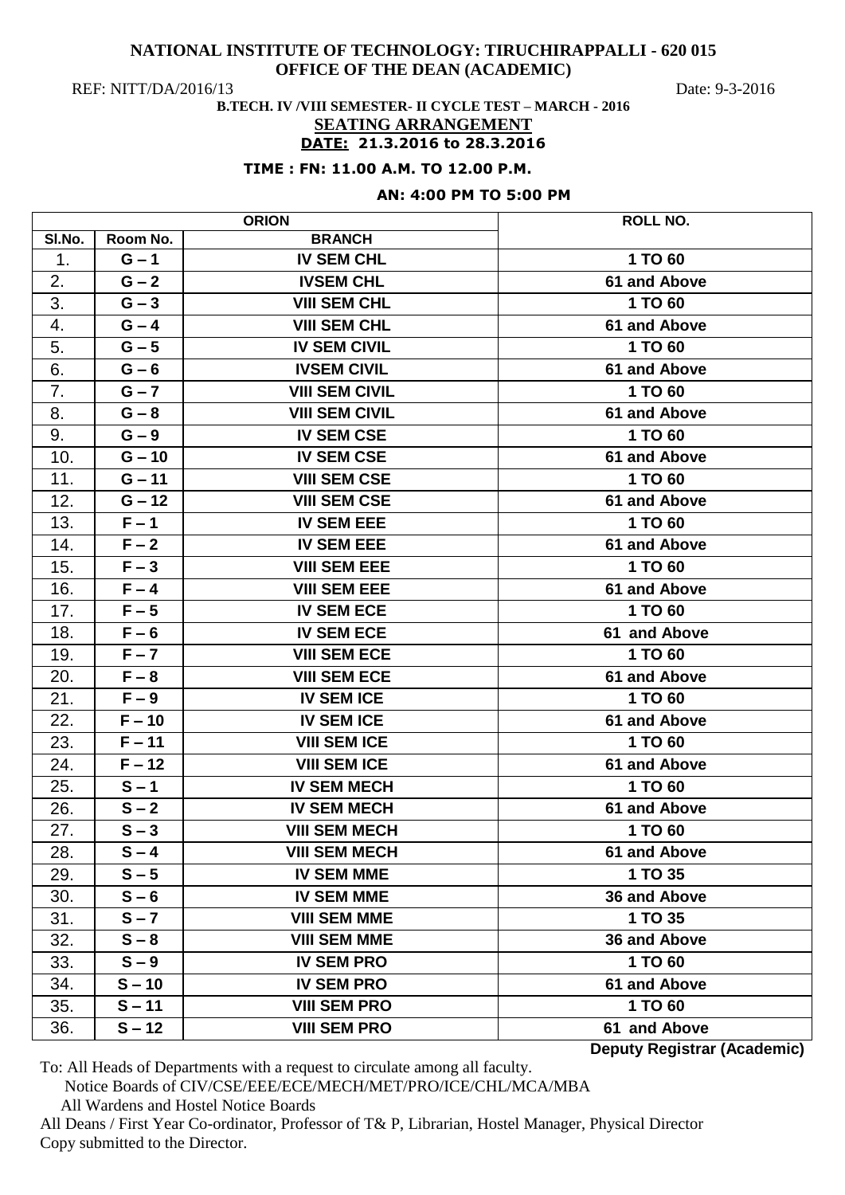**NATIONAL INSTITUTE OF TECHNOLOGY: TIRUCHIRAPPALLI - 620 015**
**OFFICE OF THE DEAN (ACADEMIC)**

REF: NITT/DA/2016/13 Date: 9-3-2016

**B.TECH. IV /VIII SEMESTER- II CYCLE TEST – MARCH - 2016**

**SEATING ARRANGEMENT**

**DATE: 21.3.2016 to 28.3.2016**

**TIME : FN: 11.00 A.M. TO 12.00 P.M.**

**AN: 4:00 PM TO 5:00 PM**

| ORION | | | ROLL NO. |
|---|---|---|---|
| **Sl.No.** | **Room No.** | **BRANCH** | |
| 1. | G – 1 | IV SEM CHL | 1 TO 60 |
| 2. | G – 2 | IVSEM CHL | 61 and Above |
| 3. | G – 3 | VIII SEM CHL | 1 TO 60 |
| 4. | G – 4 | VIII SEM CHL | 61 and Above |
| 5. | G – 5 | IV SEM CIVIL | 1 TO 60 |
| 6. | G – 6 | IVSEM CIVIL | 61 and Above |
| 7. | G – 7 | VIII SEM CIVIL | 1 TO 60 |
| 8. | G – 8 | VIII SEM CIVIL | 61 and Above |
| 9. | G – 9 | IV SEM CSE | 1 TO 60 |
| 10. | G – 10 | IV SEM CSE | 61 and Above |
| 11. | G – 11 | VIII SEM CSE | 1 TO 60 |
| 12. | G – 12 | VIII SEM CSE | 61 and Above |
| 13. | F – 1 | IV SEM EEE | 1 TO 60 |
| 14. | F – 2 | IV SEM EEE | 61 and Above |
| 15. | F – 3 | VIII SEM EEE | 1 TO 60 |
| 16. | F – 4 | VIII SEM EEE | 61 and Above |
| 17. | F – 5 | IV SEM ECE | 1 TO 60 |
| 18. | F – 6 | IV SEM ECE | 61 and Above |
| 19. | F – 7 | VIII SEM ECE | 1 TO 60 |
| 20. | F – 8 | VIII SEM ECE | 61 and Above |
| 21. | F – 9 | IV SEM ICE | 1 TO 60 |
| 22. | F – 10 | IV SEM ICE | 61 and Above |
| 23. | F – 11 | VIII SEM ICE | 1 TO 60 |
| 24. | F – 12 | VIII SEM ICE | 61 and Above |
| 25. | S – 1 | IV SEM MECH | 1 TO 60 |
| 26. | S – 2 | IV SEM MECH | 61 and Above |
| 27. | S – 3 | VIII SEM MECH | 1 TO 60 |
| 28. | S – 4 | VIII SEM MECH | 61 and Above |
| 29. | S – 5 | IV SEM MME | 1 TO 35 |
| 30. | S – 6 | IV SEM MME | 36 and Above |
| 31. | S – 7 | VIII SEM MME | 1 TO 35 |
| 32. | S – 8 | VIII SEM MME | 36 and Above |
| 33. | S – 9 | IV SEM PRO | 1 TO 60 |
| 34. | S – 10 | IV SEM PRO | 61 and Above |
| 35. | S – 11 | VIII SEM PRO | 1 TO 60 |
| 36. | S – 12 | VIII SEM PRO | 61 and Above |

**Deputy Registrar (Academic)**

To: All Heads of Departments with a request to circulate among all faculty.
Notice Boards of CIV/CSE/EEE/ECE/MECH/MET/PRO/ICE/CHL/MCA/MBA
All Wardens and Hostel Notice Boards
All Deans / First Year Co-ordinator, Professor of T& P, Librarian, Hostel Manager, Physical Director
Copy submitted to the Director.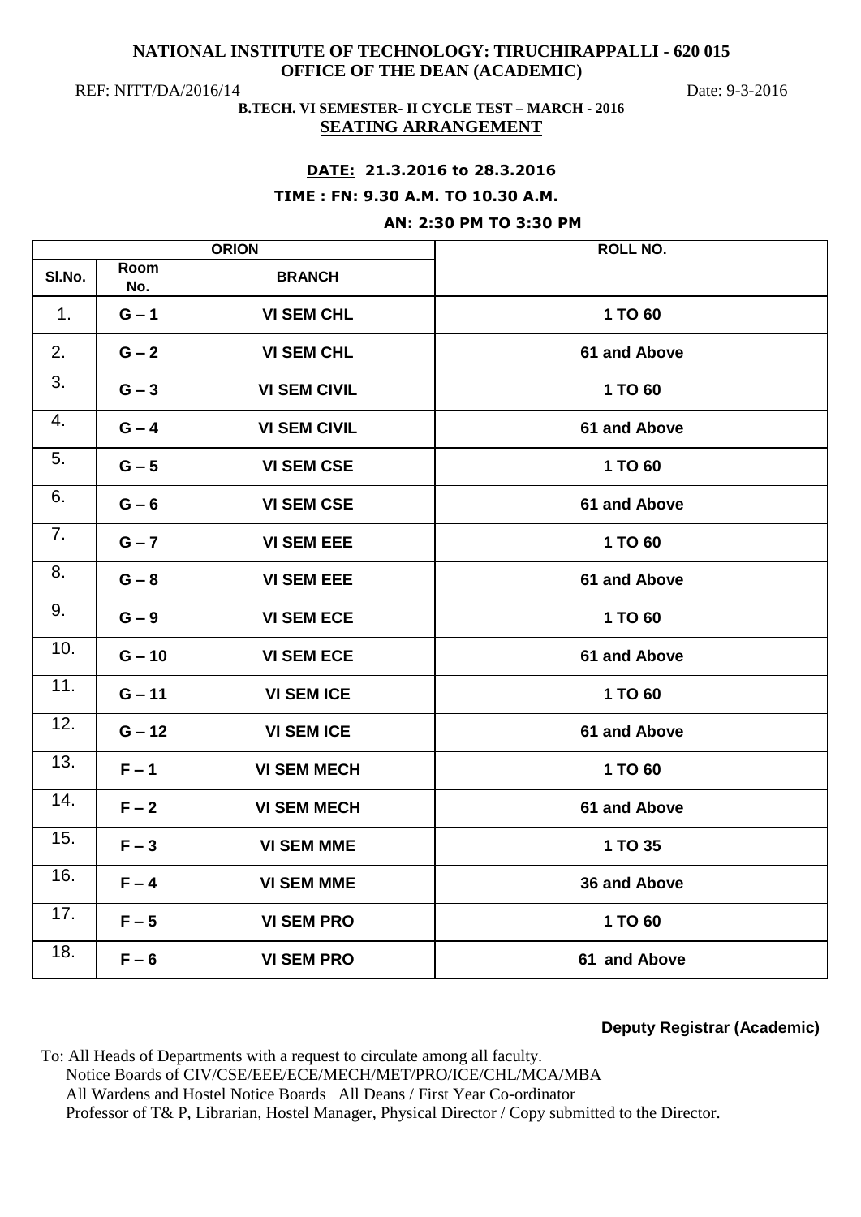**NATIONAL INSTITUTE OF TECHNOLOGY: TIRUCHIRAPPALLI - 620 015**
**OFFICE OF THE DEAN (ACADEMIC)**

REF: NITT/DA/2016/14 Date: 9-3-2016

**B.TECH. VI SEMESTER- II CYCLE TEST – MARCH - 2016**

**SEATING ARRANGEMENT**

**DATE: 21.3.2016 to 28.3.2016**

**TIME : FN: 9.30 A.M. TO 10.30 A.M.**

**AN: 2:30 PM TO 3:30 PM**

| ORION | | | ROLL NO. |
|---|---|---|---|
| Sl.No. | Room No. | BRANCH | |
| 1. | G – 1 | VI SEM CHL | 1 TO 60 |
| 2. | G – 2 | VI SEM CHL | 61 and Above |
| 3. | G – 3 | VI SEM CIVIL | 1 TO 60 |
| 4. | G – 4 | VI SEM CIVIL | 61 and Above |
| 5. | G – 5 | VI SEM CSE | 1 TO 60 |
| 6. | G – 6 | VI SEM CSE | 61 and Above |
| 7. | G – 7 | VI SEM EEE | 1 TO 60 |
| 8. | G – 8 | VI SEM EEE | 61 and Above |
| 9. | G – 9 | VI SEM ECE | 1 TO 60 |
| 10. | G – 10 | VI SEM ECE | 61 and Above |
| 11. | G – 11 | VI SEM ICE | 1 TO 60 |
| 12. | G – 12 | VI SEM ICE | 61 and Above |
| 13. | F – 1 | VI SEM MECH | 1 TO 60 |
| 14. | F – 2 | VI SEM MECH | 61 and Above |
| 15. | F – 3 | VI SEM MME | 1 TO 35 |
| 16. | F – 4 | VI SEM MME | 36 and Above |
| 17. | F – 5 | VI SEM PRO | 1 TO 60 |
| 18. | F – 6 | VI SEM PRO | 61 and Above |

**Deputy Registrar (Academic)**

To: All Heads of Departments with a request to circulate among all faculty.
Notice Boards of CIV/CSE/EEE/ECE/MECH/MET/PRO/ICE/CHL/MCA/MBA
All Wardens and Hostel Notice Boards All Deans / First Year Co-ordinator
Professor of T& P, Librarian, Hostel Manager, Physical Director / Copy submitted to the Director.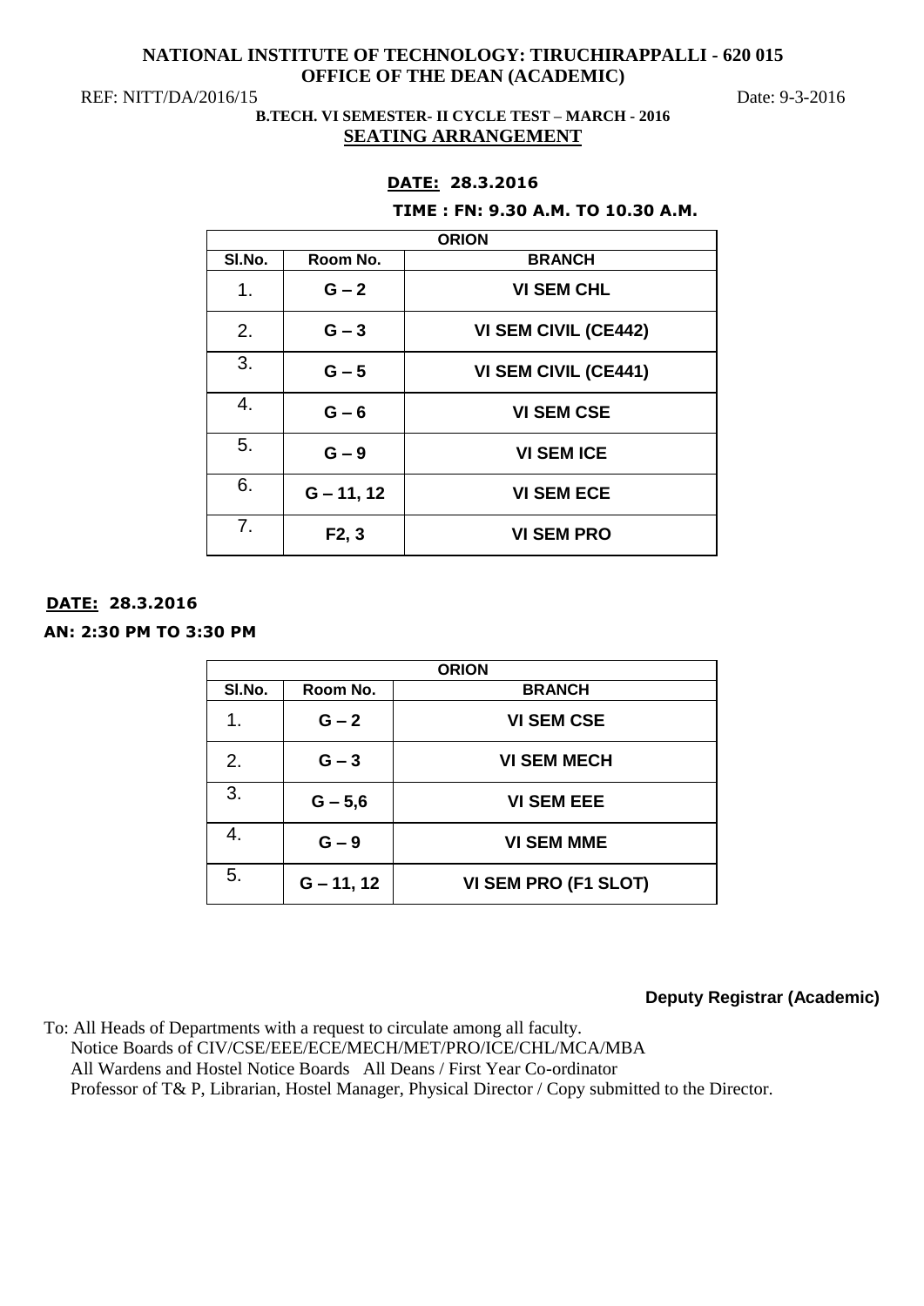**NATIONAL INSTITUTE OF TECHNOLOGY: TIRUCHIRAPPALLI - 620 015**
**OFFICE OF THE DEAN (ACADEMIC)**

REF: NITT/DA/2016/15 Date: 9-3-2016

**B.TECH. VI SEMESTER- II CYCLE TEST – MARCH - 2016**

**SEATING ARRANGEMENT**

**DATE: 28.3.2016**

**TIME : FN: 9.30 A.M. TO 10.30 A.M.**

| ORION | | |
|---|---|---|
| Sl.No. | Room No. | BRANCH |
| 1. | G – 2 | VI SEM CHL |
| 2. | G – 3 | VI SEM CIVIL (CE442) |
| 3. | G – 5 | VI SEM CIVIL (CE441) |
| 4. | G – 6 | VI SEM CSE |
| 5. | G – 9 | VI SEM ICE |
| 6. | G – 11, 12 | VI SEM ECE |
| 7. | F2, 3 | VI SEM PRO |

**DATE: 28.3.2016**

**AN: 2:30 PM TO 3:30 PM**

| ORION | | |
|---|---|---|
| Sl.No. | Room No. | BRANCH |
| 1. | G – 2 | VI SEM CSE |
| 2. | G – 3 | VI SEM MECH |
| 3. | G – 5,6 | VI SEM EEE |
| 4. | G – 9 | VI SEM MME |
| 5. | G – 11, 12 | VI SEM PRO (F1 SLOT) |

**Deputy Registrar (Academic)**

To: All Heads of Departments with a request to circulate among all faculty.
Notice Boards of CIV/CSE/EEE/ECE/MECH/MET/PRO/ICE/CHL/MCA/MBA
All Wardens and Hostel Notice Boards All Deans / First Year Co-ordinator
Professor of T& P, Librarian, Hostel Manager, Physical Director / Copy submitted to the Director.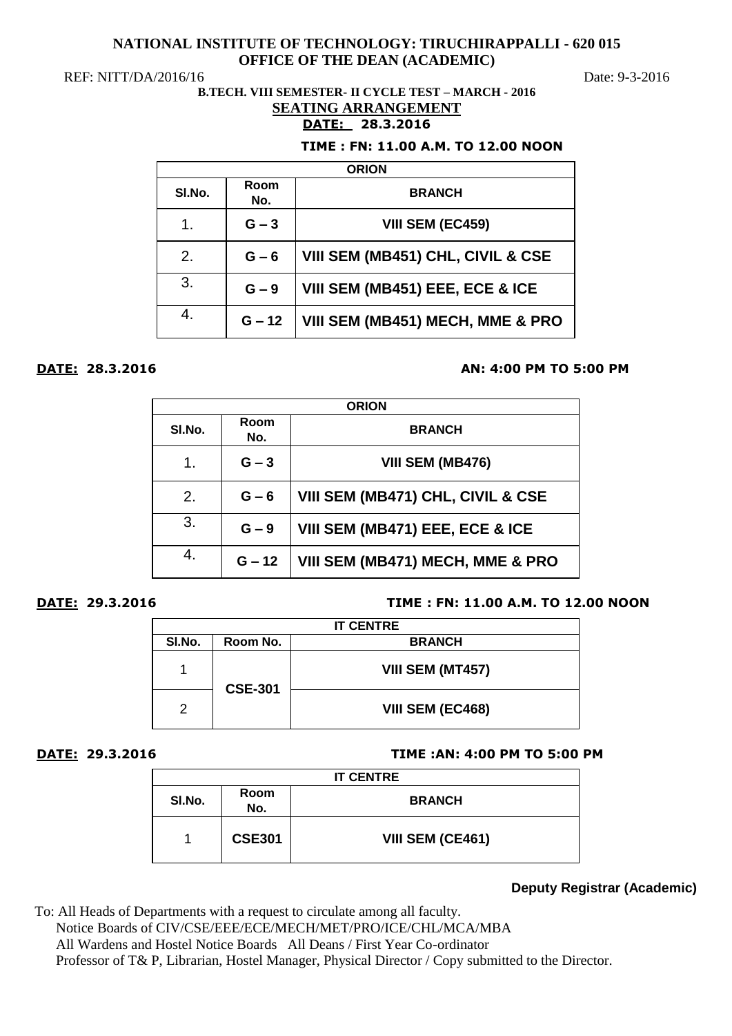**NATIONAL INSTITUTE OF TECHNOLOGY: TIRUCHIRAPPALLI - 620 015**
**OFFICE OF THE DEAN (ACADEMIC)**

REF: NITT/DA/2016/16 Date: 9-3-2016

**B.TECH. VIII SEMESTER- II CYCLE TEST – MARCH - 2016**

**SEATING ARRANGEMENT**

**DATE: 28.3.2016**

**TIME : FN: 11.00 A.M. TO 12.00 NOON**

| ORION | | |
|---|---|---|
| Sl.No. | Room No. | BRANCH |
| 1. | G – 3 | VIII SEM (EC459) |
| 2. | G – 6 | VIII SEM (MB451) CHL, CIVIL & CSE |
| 3. | G – 9 | VIII SEM (MB451) EEE, ECE & ICE |
| 4. | G – 12 | VIII SEM (MB451) MECH, MME & PRO |

**DATE: 28.3.2016** **AN: 4:00 PM TO 5:00 PM**

| ORION | | |
|---|---|---|
| Sl.No. | Room No. | BRANCH |
| 1. | G – 3 | VIII SEM (MB476) |
| 2. | G – 6 | VIII SEM (MB471) CHL, CIVIL & CSE |
| 3. | G – 9 | VIII SEM (MB471) EEE, ECE & ICE |
| 4. | G – 12 | VIII SEM (MB471) MECH, MME & PRO |

**DATE: 29.3.2016** **TIME : FN: 11.00 A.M. TO 12.00 NOON**

| IT CENTRE | | |
|---|---|---|
| Sl.No. | Room No. | BRANCH |
| 1 | CSE-301 | VIII SEM (MT457) |
| 2 | | VIII SEM (EC468) |

**DATE: 29.3.2016** **TIME :AN: 4:00 PM TO 5:00 PM**

| IT CENTRE | | |
|---|---|---|
| Sl.No. | Room No. | BRANCH |
| 1 | CSE301 | VIII SEM (CE461) |

**Deputy Registrar (Academic)**

To: All Heads of Departments with a request to circulate among all faculty.
Notice Boards of CIV/CSE/EEE/ECE/MECH/MET/PRO/ICE/CHL/MCA/MBA
All Wardens and Hostel Notice Boards All Deans / First Year Co-ordinator
Professor of T& P, Librarian, Hostel Manager, Physical Director / Copy submitted to the Director.